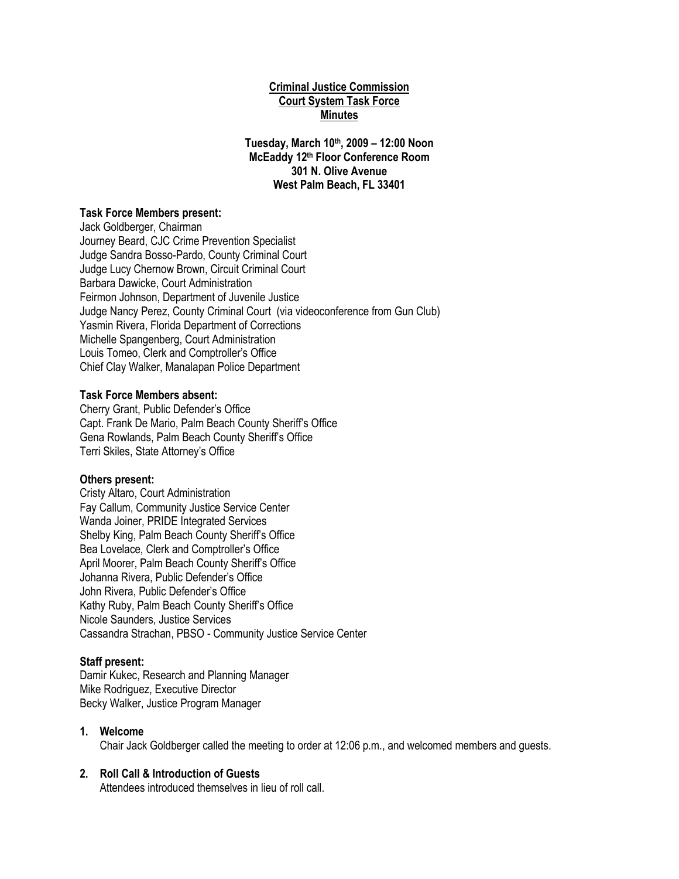**Criminal Justice Commission**
**Court System Task Force**
**Minutes**

**Tuesday, March 10th, 2009 – 12:00 Noon**
**McEaddy 12th Floor Conference Room**
**301 N. Olive Avenue**
**West Palm Beach, FL 33401**

**Task Force Members present:**
Jack Goldberger, Chairman
Journey Beard, CJC Crime Prevention Specialist
Judge Sandra Bosso-Pardo, County Criminal Court
Judge Lucy Chernow Brown, Circuit Criminal Court
Barbara Dawicke, Court Administration
Feirmon Johnson, Department of Juvenile Justice
Judge Nancy Perez, County Criminal Court (via videoconference from Gun Club)
Yasmin Rivera, Florida Department of Corrections
Michelle Spangenberg, Court Administration
Louis Tomeo, Clerk and Comptroller's Office
Chief Clay Walker, Manalapan Police Department

**Task Force Members absent:**
Cherry Grant, Public Defender's Office
Capt. Frank De Mario, Palm Beach County Sheriff's Office
Gena Rowlands, Palm Beach County Sheriff's Office
Terri Skiles, State Attorney's Office

**Others present:**
Cristy Altaro, Court Administration
Fay Callum, Community Justice Service Center
Wanda Joiner, PRIDE Integrated Services
Shelby King, Palm Beach County Sheriff's Office
Bea Lovelace, Clerk and Comptroller's Office
April Moorer, Palm Beach County Sheriff's Office
Johanna Rivera, Public Defender's Office
John Rivera, Public Defender's Office
Kathy Ruby, Palm Beach County Sheriff's Office
Nicole Saunders, Justice Services
Cassandra Strachan, PBSO - Community Justice Service Center

**Staff present:**
Damir Kukec, Research and Planning Manager
Mike Rodriguez, Executive Director
Becky Walker, Justice Program Manager

1. **Welcome**
   Chair Jack Goldberger called the meeting to order at 12:06 p.m., and welcomed members and guests.

2. **Roll Call & Introduction of Guests**
   Attendees introduced themselves in lieu of roll call.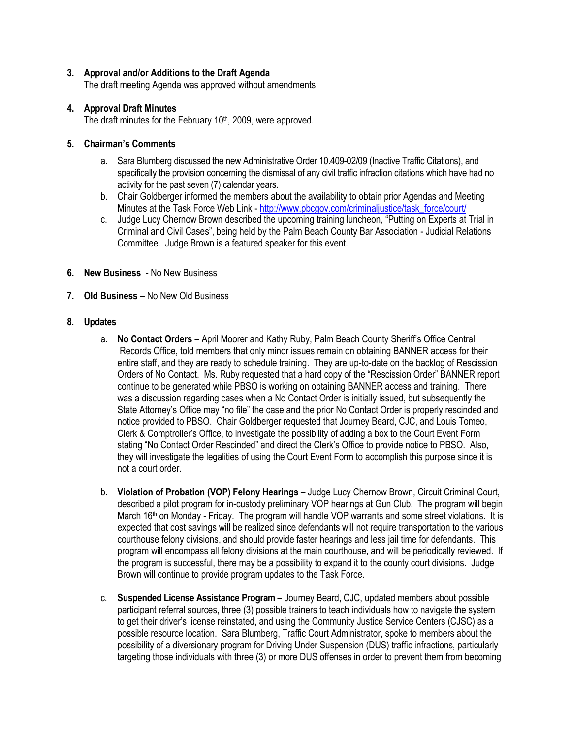3. **Approval and/or Additions to the Draft Agenda**
   The draft meeting Agenda was approved without amendments.

4. **Approval Draft Minutes**
   The draft minutes for the February 10th, 2009, were approved.

5. **Chairman's Comments**
   a. Sara Blumberg discussed the new Administrative Order 10.409-02/09 (Inactive Traffic Citations), and specifically the provision concerning the dismissal of any civil traffic infraction citations which have had no activity for the past seven (7) calendar years.
   b. Chair Goldberger informed the members about the availability to obtain prior Agendas and Meeting Minutes at the Task Force Web Link - http://www.pbcgov.com/criminaljustice/task_force/court/
   c. Judge Lucy Chernow Brown described the upcoming training luncheon, "Putting on Experts at Trial in Criminal and Civil Cases", being held by the Palm Beach County Bar Association - Judicial Relations Committee. Judge Brown is a featured speaker for this event.

6. **New Business** - No New Business

7. **Old Business** – No New Old Business

8. **Updates**
   a. **No Contact Orders** – April Moorer and Kathy Ruby, Palm Beach County Sheriff's Office Central Records Office, told members that only minor issues remain on obtaining BANNER access for their entire staff, and they are ready to schedule training. They are up-to-date on the backlog of Rescission Orders of No Contact. Ms. Ruby requested that a hard copy of the "Rescission Order" BANNER report continue to be generated while PBSO is working on obtaining BANNER access and training. There was a discussion regarding cases when a No Contact Order is initially issued, but subsequently the State Attorney's Office may "no file" the case and the prior No Contact Order is properly rescinded and notice provided to PBSO. Chair Goldberger requested that Journey Beard, CJC, and Louis Tomeo, Clerk & Comptroller's Office, to investigate the possibility of adding a box to the Court Event Form stating "No Contact Order Rescinded" and direct the Clerk's Office to provide notice to PBSO. Also, they will investigate the legalities of using the Court Event Form to accomplish this purpose since it is not a court order.
   b. **Violation of Probation (VOP) Felony Hearings** – Judge Lucy Chernow Brown, Circuit Criminal Court, described a pilot program for in-custody preliminary VOP hearings at Gun Club. The program will begin March 16th on Monday - Friday. The program will handle VOP warrants and some street violations. It is expected that cost savings will be realized since defendants will not require transportation to the various courthouse felony divisions, and should provide faster hearings and less jail time for defendants. This program will encompass all felony divisions at the main courthouse, and will be periodically reviewed. If the program is successful, there may be a possibility to expand it to the county court divisions. Judge Brown will continue to provide program updates to the Task Force.
   c. **Suspended License Assistance Program** – Journey Beard, CJC, updated members about possible participant referral sources, three (3) possible trainers to teach individuals how to navigate the system to get their driver's license reinstated, and using the Community Justice Service Centers (CJSC) as a possible resource location. Sara Blumberg, Traffic Court Administrator, spoke to members about the possibility of a diversionary program for Driving Under Suspension (DUS) traffic infractions, particularly targeting those individuals with three (3) or more DUS offenses in order to prevent them from becoming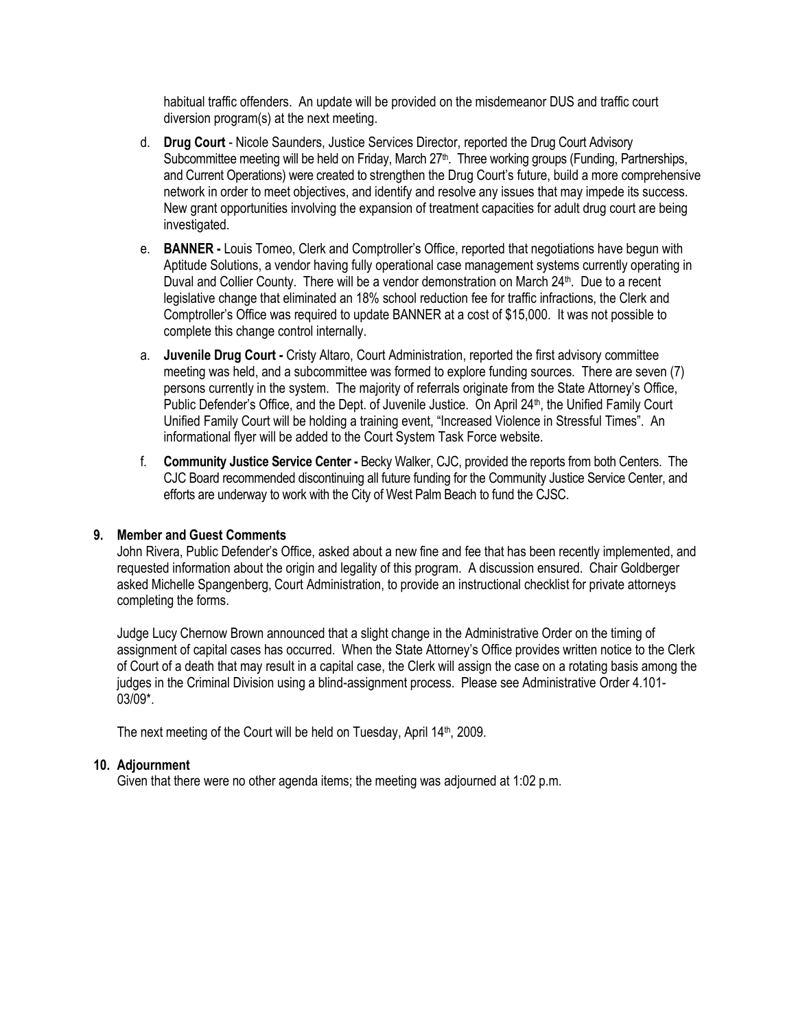habitual traffic offenders. An update will be provided on the misdemeanor DUS and traffic court diversion program(s) at the next meeting.

d. **Drug Court** - Nicole Saunders, Justice Services Director, reported the Drug Court Advisory Subcommittee meeting will be held on Friday, March 27th. Three working groups (Funding, Partnerships, and Current Operations) were created to strengthen the Drug Court's future, build a more comprehensive network in order to meet objectives, and identify and resolve any issues that may impede its success. New grant opportunities involving the expansion of treatment capacities for adult drug court are being investigated.

e. **BANNER -** Louis Tomeo, Clerk and Comptroller's Office, reported that negotiations have begun with Aptitude Solutions, a vendor having fully operational case management systems currently operating in Duval and Collier County. There will be a vendor demonstration on March 24th. Due to a recent legislative change that eliminated an 18% school reduction fee for traffic infractions, the Clerk and Comptroller's Office was required to update BANNER at a cost of $15,000. It was not possible to complete this change control internally.

a. **Juvenile Drug Court -** Cristy Altaro, Court Administration, reported the first advisory committee meeting was held, and a subcommittee was formed to explore funding sources. There are seven (7) persons currently in the system. The majority of referrals originate from the State Attorney's Office, Public Defender's Office, and the Dept. of Juvenile Justice. On April 24th, the Unified Family Court Unified Family Court will be holding a training event, "Increased Violence in Stressful Times". An informational flyer will be added to the Court System Task Force website.

f. **Community Justice Service Center -** Becky Walker, CJC, provided the reports from both Centers. The CJC Board recommended discontinuing all future funding for the Community Justice Service Center, and efforts are underway to work with the City of West Palm Beach to fund the CJSC.

**9. Member and Guest Comments**

John Rivera, Public Defender's Office, asked about a new fine and fee that has been recently implemented, and requested information about the origin and legality of this program. A discussion ensured. Chair Goldberger asked Michelle Spangenberg, Court Administration, to provide an instructional checklist for private attorneys completing the forms.

Judge Lucy Chernow Brown announced that a slight change in the Administrative Order on the timing of assignment of capital cases has occurred. When the State Attorney's Office provides written notice to the Clerk of Court of a death that may result in a capital case, the Clerk will assign the case on a rotating basis among the judges in the Criminal Division using a blind-assignment process. Please see Administrative Order 4.101-03/09*.

The next meeting of the Court will be held on Tuesday, April 14th, 2009.

**10. Adjournment**

Given that there were no other agenda items; the meeting was adjourned at 1:02 p.m.